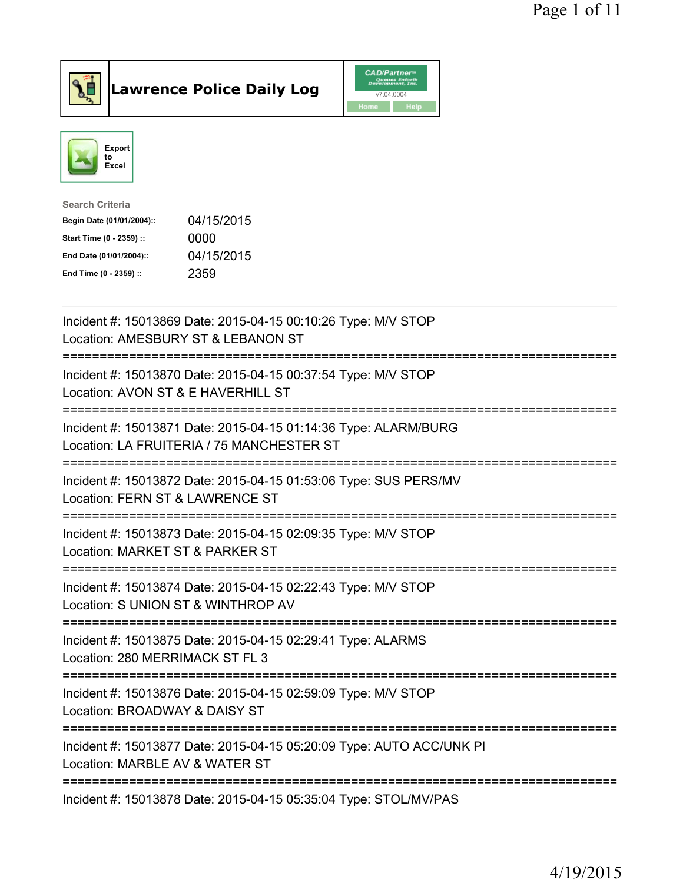# Lawrence Police Daily Log

Export to Excel

**Search Criteria**

| | |
|---|---|
| Begin Date (01/01/2004):: | 04/15/2015 |
| Start Time (0 - 2359) :: | 0000 |
| End Date (01/01/2004):: | 04/15/2015 |
| End Time (0 - 2359) :: | 2359 |

---

Incident #: 15013869 Date: 2015-04-15 00:10:26 Type: M/V STOP
Location: AMESBURY ST & LEBANON ST

===========================================================================

Incident #: 15013870 Date: 2015-04-15 00:37:54 Type: M/V STOP
Location: AVON ST & E HAVERHILL ST

===========================================================================

Incident #: 15013871 Date: 2015-04-15 01:14:36 Type: ALARM/BURG
Location: LA FRUITERIA / 75 MANCHESTER ST

===========================================================================

Incident #: 15013872 Date: 2015-04-15 01:53:06 Type: SUS PERS/MV
Location: FERN ST & LAWRENCE ST

===========================================================================

Incident #: 15013873 Date: 2015-04-15 02:09:35 Type: M/V STOP
Location: MARKET ST & PARKER ST

===========================================================================

Incident #: 15013874 Date: 2015-04-15 02:22:43 Type: M/V STOP
Location: S UNION ST & WINTHROP AV

===========================================================================

Incident #: 15013875 Date: 2015-04-15 02:29:41 Type: ALARMS
Location: 280 MERRIMACK ST FL 3

===========================================================================

Incident #: 15013876 Date: 2015-04-15 02:59:09 Type: M/V STOP
Location: BROADWAY & DAISY ST

===========================================================================

Incident #: 15013877 Date: 2015-04-15 05:20:09 Type: AUTO ACC/UNK PI
Location: MARBLE AV & WATER ST

===========================================================================

Incident #: 15013878 Date: 2015-04-15 05:35:04 Type: STOL/MV/PAS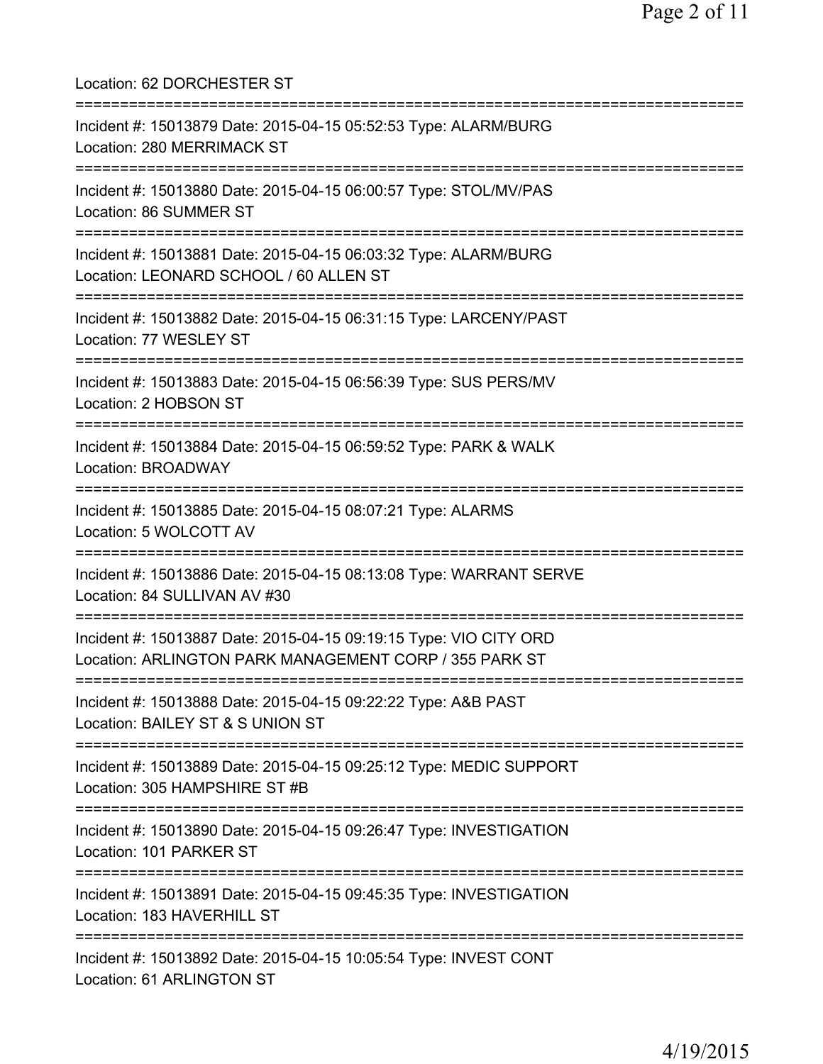Location: 62 DORCHESTER ST

===========================================================================

Incident #: 15013879 Date: 2015-04-15 05:52:53 Type: ALARM/BURG
Location: 280 MERRIMACK ST

===========================================================================

Incident #: 15013880 Date: 2015-04-15 06:00:57 Type: STOL/MV/PAS
Location: 86 SUMMER ST

===========================================================================

Incident #: 15013881 Date: 2015-04-15 06:03:32 Type: ALARM/BURG
Location: LEONARD SCHOOL / 60 ALLEN ST

===========================================================================

Incident #: 15013882 Date: 2015-04-15 06:31:15 Type: LARCENY/PAST
Location: 77 WESLEY ST

===========================================================================

Incident #: 15013883 Date: 2015-04-15 06:56:39 Type: SUS PERS/MV
Location: 2 HOBSON ST

===========================================================================

Incident #: 15013884 Date: 2015-04-15 06:59:52 Type: PARK & WALK
Location: BROADWAY

===========================================================================

Incident #: 15013885 Date: 2015-04-15 08:07:21 Type: ALARMS
Location: 5 WOLCOTT AV

===========================================================================

Incident #: 15013886 Date: 2015-04-15 08:13:08 Type: WARRANT SERVE
Location: 84 SULLIVAN AV #30

===========================================================================

Incident #: 15013887 Date: 2015-04-15 09:19:15 Type: VIO CITY ORD
Location: ARLINGTON PARK MANAGEMENT CORP / 355 PARK ST

===========================================================================

Incident #: 15013888 Date: 2015-04-15 09:22:22 Type: A&B PAST
Location: BAILEY ST & S UNION ST

===========================================================================

Incident #: 15013889 Date: 2015-04-15 09:25:12 Type: MEDIC SUPPORT
Location: 305 HAMPSHIRE ST #B

===========================================================================

Incident #: 15013890 Date: 2015-04-15 09:26:47 Type: INVESTIGATION
Location: 101 PARKER ST

===========================================================================

Incident #: 15013891 Date: 2015-04-15 09:45:35 Type: INVESTIGATION
Location: 183 HAVERHILL ST

===========================================================================

Incident #: 15013892 Date: 2015-04-15 10:05:54 Type: INVEST CONT
Location: 61 ARLINGTON ST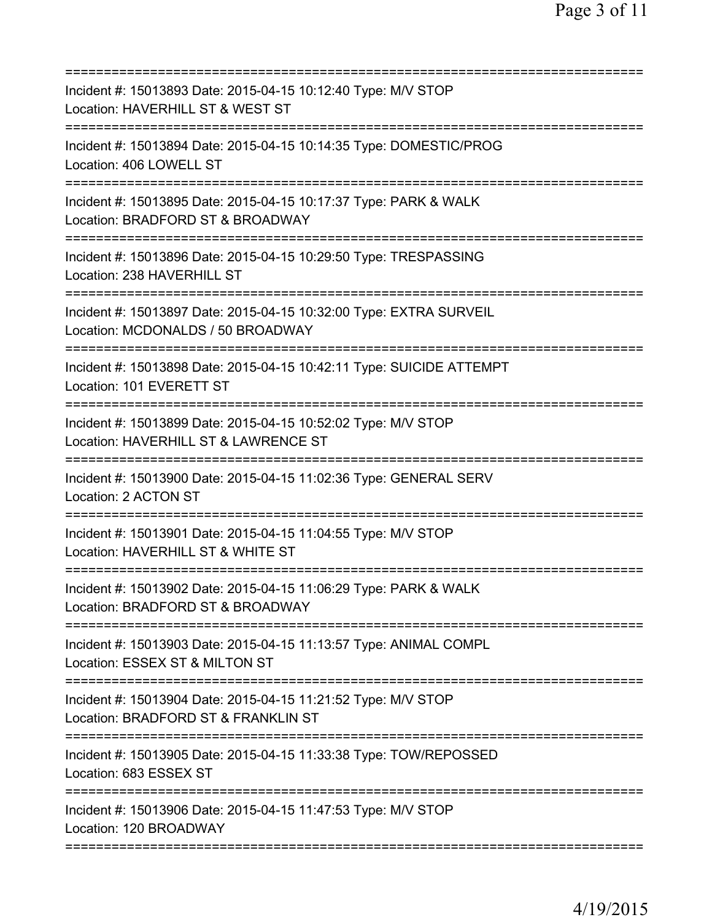===========================================================================
Incident #: 15013893 Date: 2015-04-15 10:12:40 Type: M/V STOP
Location: HAVERHILL ST & WEST ST
===========================================================================
Incident #: 15013894 Date: 2015-04-15 10:14:35 Type: DOMESTIC/PROG
Location: 406 LOWELL ST
===========================================================================
Incident #: 15013895 Date: 2015-04-15 10:17:37 Type: PARK & WALK
Location: BRADFORD ST & BROADWAY
===========================================================================
Incident #: 15013896 Date: 2015-04-15 10:29:50 Type: TRESPASSING
Location: 238 HAVERHILL ST
===========================================================================
Incident #: 15013897 Date: 2015-04-15 10:32:00 Type: EXTRA SURVEIL
Location: MCDONALDS / 50 BROADWAY
===========================================================================
Incident #: 15013898 Date: 2015-04-15 10:42:11 Type: SUICIDE ATTEMPT
Location: 101 EVERETT ST
===========================================================================
Incident #: 15013899 Date: 2015-04-15 10:52:02 Type: M/V STOP
Location: HAVERHILL ST & LAWRENCE ST
===========================================================================
Incident #: 15013900 Date: 2015-04-15 11:02:36 Type: GENERAL SERV
Location: 2 ACTON ST
===========================================================================
Incident #: 15013901 Date: 2015-04-15 11:04:55 Type: M/V STOP
Location: HAVERHILL ST & WHITE ST
===========================================================================
Incident #: 15013902 Date: 2015-04-15 11:06:29 Type: PARK & WALK
Location: BRADFORD ST & BROADWAY
===========================================================================
Incident #: 15013903 Date: 2015-04-15 11:13:57 Type: ANIMAL COMPL
Location: ESSEX ST & MILTON ST
===========================================================================
Incident #: 15013904 Date: 2015-04-15 11:21:52 Type: M/V STOP
Location: BRADFORD ST & FRANKLIN ST
===========================================================================
Incident #: 15013905 Date: 2015-04-15 11:33:38 Type: TOW/REPOSSED
Location: 683 ESSEX ST
===========================================================================
Incident #: 15013906 Date: 2015-04-15 11:47:53 Type: M/V STOP
Location: 120 BROADWAY
===========================================================================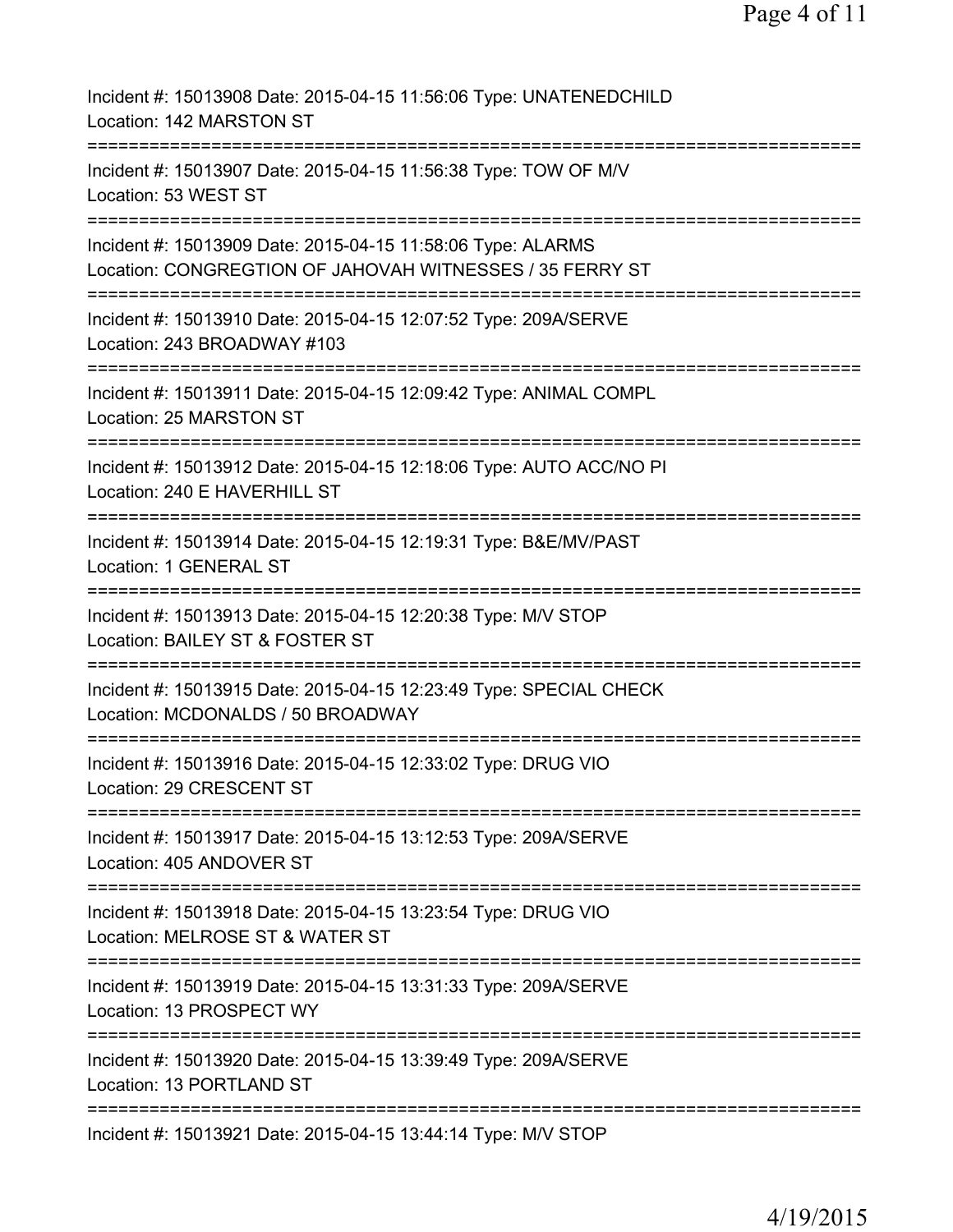Incident #: 15013908 Date: 2015-04-15 11:56:06 Type: UNATENEDCHILD
Location: 142 MARSTON ST

===========================================================================

Incident #: 15013907 Date: 2015-04-15 11:56:38 Type: TOW OF M/V
Location: 53 WEST ST

===========================================================================

Incident #: 15013909 Date: 2015-04-15 11:58:06 Type: ALARMS
Location: CONGREGTION OF JAHOVAH WITNESSES / 35 FERRY ST

===========================================================================

Incident #: 15013910 Date: 2015-04-15 12:07:52 Type: 209A/SERVE
Location: 243 BROADWAY #103

===========================================================================

Incident #: 15013911 Date: 2015-04-15 12:09:42 Type: ANIMAL COMPL
Location: 25 MARSTON ST

===========================================================================

Incident #: 15013912 Date: 2015-04-15 12:18:06 Type: AUTO ACC/NO PI
Location: 240 E HAVERHILL ST

===========================================================================

Incident #: 15013914 Date: 2015-04-15 12:19:31 Type: B&E/MV/PAST
Location: 1 GENERAL ST

===========================================================================

Incident #: 15013913 Date: 2015-04-15 12:20:38 Type: M/V STOP
Location: BAILEY ST & FOSTER ST

===========================================================================

Incident #: 15013915 Date: 2015-04-15 12:23:49 Type: SPECIAL CHECK
Location: MCDONALDS / 50 BROADWAY

===========================================================================

Incident #: 15013916 Date: 2015-04-15 12:33:02 Type: DRUG VIO
Location: 29 CRESCENT ST

===========================================================================

Incident #: 15013917 Date: 2015-04-15 13:12:53 Type: 209A/SERVE
Location: 405 ANDOVER ST

===========================================================================

Incident #: 15013918 Date: 2015-04-15 13:23:54 Type: DRUG VIO
Location: MELROSE ST & WATER ST

===========================================================================

Incident #: 15013919 Date: 2015-04-15 13:31:33 Type: 209A/SERVE
Location: 13 PROSPECT WY

===========================================================================

Incident #: 15013920 Date: 2015-04-15 13:39:49 Type: 209A/SERVE
Location: 13 PORTLAND ST

===========================================================================

Incident #: 15013921 Date: 2015-04-15 13:44:14 Type: M/V STOP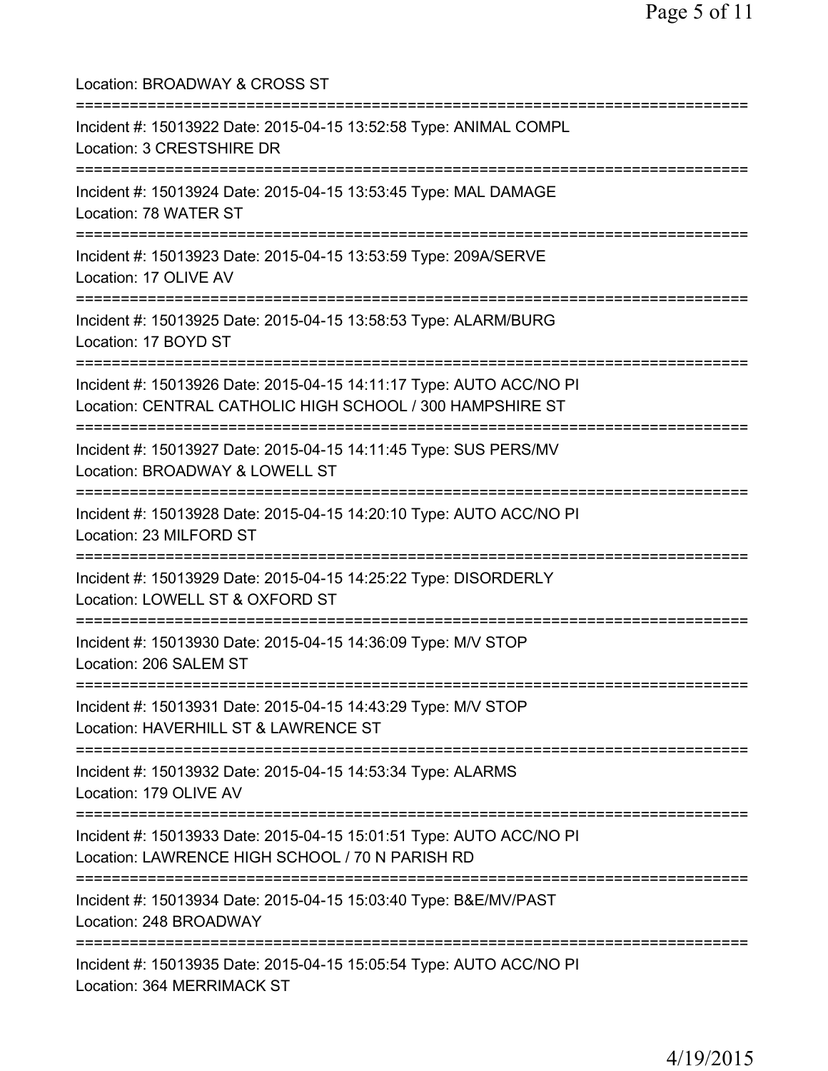Location: BROADWAY & CROSS ST

===========================================================================

Incident #: 15013922 Date: 2015-04-15 13:52:58 Type: ANIMAL COMPL
Location: 3 CRESTSHIRE DR

===========================================================================

Incident #: 15013924 Date: 2015-04-15 13:53:45 Type: MAL DAMAGE
Location: 78 WATER ST

===========================================================================

Incident #: 15013923 Date: 2015-04-15 13:53:59 Type: 209A/SERVE
Location: 17 OLIVE AV

===========================================================================

Incident #: 15013925 Date: 2015-04-15 13:58:53 Type: ALARM/BURG
Location: 17 BOYD ST

===========================================================================

Incident #: 15013926 Date: 2015-04-15 14:11:17 Type: AUTO ACC/NO PI
Location: CENTRAL CATHOLIC HIGH SCHOOL / 300 HAMPSHIRE ST

===========================================================================

Incident #: 15013927 Date: 2015-04-15 14:11:45 Type: SUS PERS/MV
Location: BROADWAY & LOWELL ST

===========================================================================

Incident #: 15013928 Date: 2015-04-15 14:20:10 Type: AUTO ACC/NO PI
Location: 23 MILFORD ST

===========================================================================

Incident #: 15013929 Date: 2015-04-15 14:25:22 Type: DISORDERLY
Location: LOWELL ST & OXFORD ST

===========================================================================

Incident #: 15013930 Date: 2015-04-15 14:36:09 Type: M/V STOP
Location: 206 SALEM ST

===========================================================================

Incident #: 15013931 Date: 2015-04-15 14:43:29 Type: M/V STOP
Location: HAVERHILL ST & LAWRENCE ST

===========================================================================

Incident #: 15013932 Date: 2015-04-15 14:53:34 Type: ALARMS
Location: 179 OLIVE AV

===========================================================================

Incident #: 15013933 Date: 2015-04-15 15:01:51 Type: AUTO ACC/NO PI
Location: LAWRENCE HIGH SCHOOL / 70 N PARISH RD

===========================================================================

Incident #: 15013934 Date: 2015-04-15 15:03:40 Type: B&E/MV/PAST
Location: 248 BROADWAY

===========================================================================

Incident #: 15013935 Date: 2015-04-15 15:05:54 Type: AUTO ACC/NO PI
Location: 364 MERRIMACK ST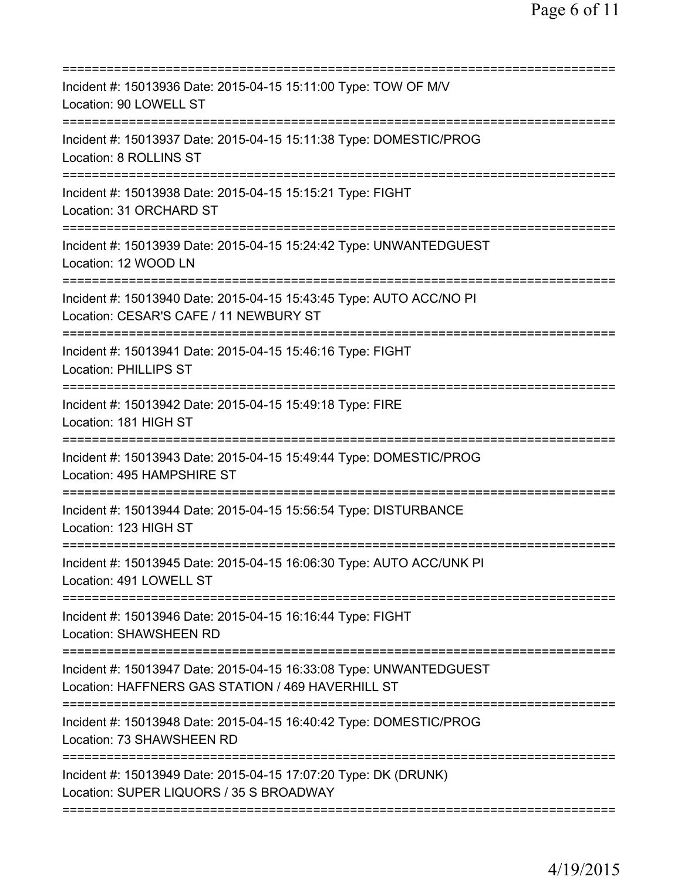===========================================================================
Incident #: 15013936 Date: 2015-04-15 15:11:00 Type: TOW OF M/V
Location: 90 LOWELL ST
===========================================================================
Incident #: 15013937 Date: 2015-04-15 15:11:38 Type: DOMESTIC/PROG
Location: 8 ROLLINS ST
===========================================================================
Incident #: 15013938 Date: 2015-04-15 15:15:21 Type: FIGHT
Location: 31 ORCHARD ST
===========================================================================
Incident #: 15013939 Date: 2015-04-15 15:24:42 Type: UNWANTEDGUEST
Location: 12 WOOD LN
===========================================================================
Incident #: 15013940 Date: 2015-04-15 15:43:45 Type: AUTO ACC/NO PI
Location: CESAR'S CAFE / 11 NEWBURY ST
===========================================================================
Incident #: 15013941 Date: 2015-04-15 15:46:16 Type: FIGHT
Location: PHILLIPS ST
===========================================================================
Incident #: 15013942 Date: 2015-04-15 15:49:18 Type: FIRE
Location: 181 HIGH ST
===========================================================================
Incident #: 15013943 Date: 2015-04-15 15:49:44 Type: DOMESTIC/PROG
Location: 495 HAMPSHIRE ST
===========================================================================
Incident #: 15013944 Date: 2015-04-15 15:56:54 Type: DISTURBANCE
Location: 123 HIGH ST
===========================================================================
Incident #: 15013945 Date: 2015-04-15 16:06:30 Type: AUTO ACC/UNK PI
Location: 491 LOWELL ST
===========================================================================
Incident #: 15013946 Date: 2015-04-15 16:16:44 Type: FIGHT
Location: SHAWSHEEN RD
===========================================================================
Incident #: 15013947 Date: 2015-04-15 16:33:08 Type: UNWANTEDGUEST
Location: HAFFNERS GAS STATION / 469 HAVERHILL ST
===========================================================================
Incident #: 15013948 Date: 2015-04-15 16:40:42 Type: DOMESTIC/PROG
Location: 73 SHAWSHEEN RD
===========================================================================
Incident #: 15013949 Date: 2015-04-15 17:07:20 Type: DK (DRUNK)
Location: SUPER LIQUORS / 35 S BROADWAY
===========================================================================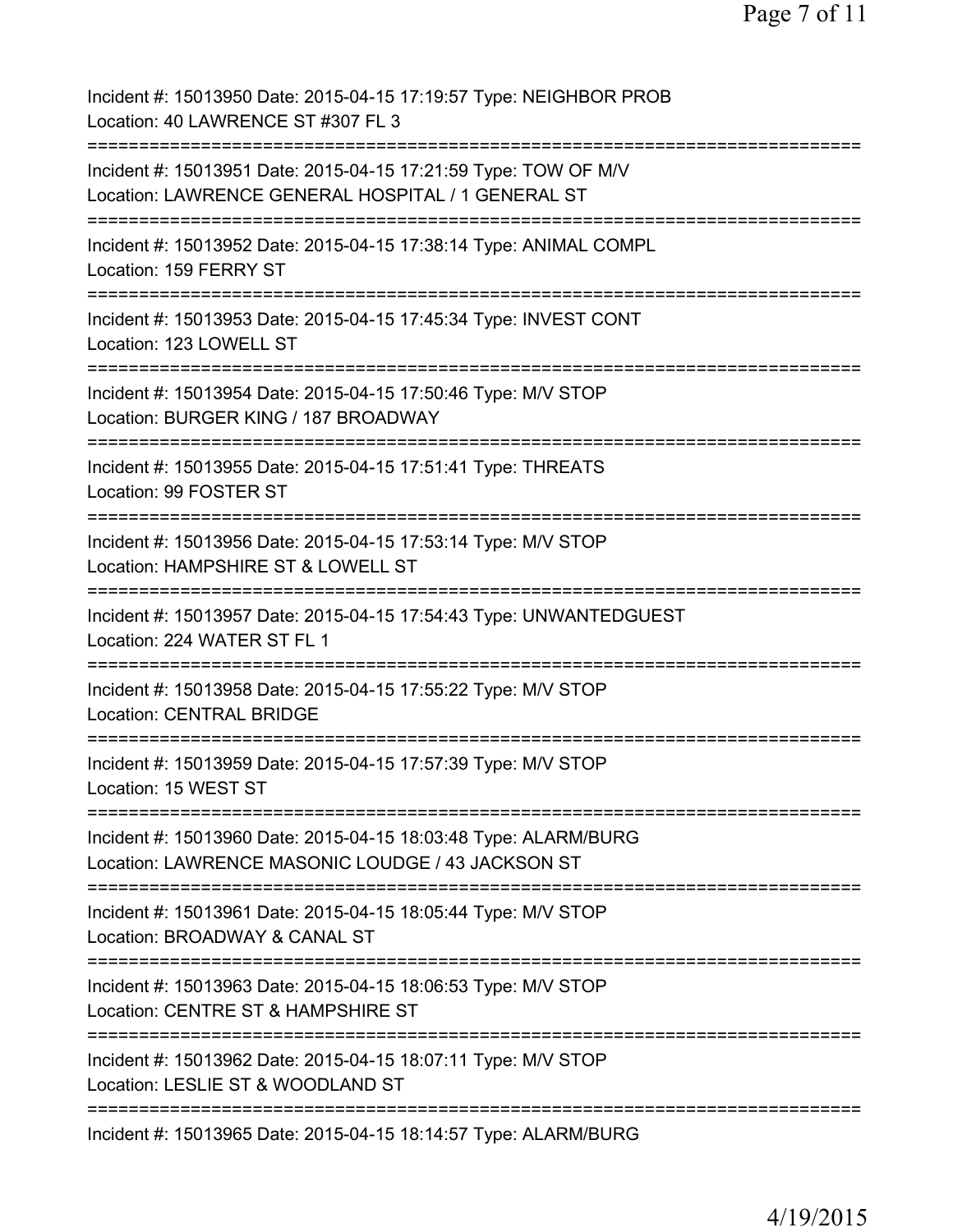Incident #: 15013950 Date: 2015-04-15 17:19:57 Type: NEIGHBOR PROB
Location: 40 LAWRENCE ST #307 FL 3

===========================================================================

Incident #: 15013951 Date: 2015-04-15 17:21:59 Type: TOW OF M/V
Location: LAWRENCE GENERAL HOSPITAL / 1 GENERAL ST

===========================================================================

Incident #: 15013952 Date: 2015-04-15 17:38:14 Type: ANIMAL COMPL
Location: 159 FERRY ST

===========================================================================

Incident #: 15013953 Date: 2015-04-15 17:45:34 Type: INVEST CONT
Location: 123 LOWELL ST

===========================================================================

Incident #: 15013954 Date: 2015-04-15 17:50:46 Type: M/V STOP
Location: BURGER KING / 187 BROADWAY

===========================================================================

Incident #: 15013955 Date: 2015-04-15 17:51:41 Type: THREATS
Location: 99 FOSTER ST

===========================================================================

Incident #: 15013956 Date: 2015-04-15 17:53:14 Type: M/V STOP
Location: HAMPSHIRE ST & LOWELL ST

===========================================================================

Incident #: 15013957 Date: 2015-04-15 17:54:43 Type: UNWANTEDGUEST
Location: 224 WATER ST FL 1

===========================================================================

Incident #: 15013958 Date: 2015-04-15 17:55:22 Type: M/V STOP
Location: CENTRAL BRIDGE

===========================================================================

Incident #: 15013959 Date: 2015-04-15 17:57:39 Type: M/V STOP
Location: 15 WEST ST

===========================================================================

Incident #: 15013960 Date: 2015-04-15 18:03:48 Type: ALARM/BURG
Location: LAWRENCE MASONIC LOUDGE / 43 JACKSON ST

===========================================================================

Incident #: 15013961 Date: 2015-04-15 18:05:44 Type: M/V STOP
Location: BROADWAY & CANAL ST

===========================================================================

Incident #: 15013963 Date: 2015-04-15 18:06:53 Type: M/V STOP
Location: CENTRE ST & HAMPSHIRE ST

===========================================================================

Incident #: 15013962 Date: 2015-04-15 18:07:11 Type: M/V STOP
Location: LESLIE ST & WOODLAND ST

===========================================================================

Incident #: 15013965 Date: 2015-04-15 18:14:57 Type: ALARM/BURG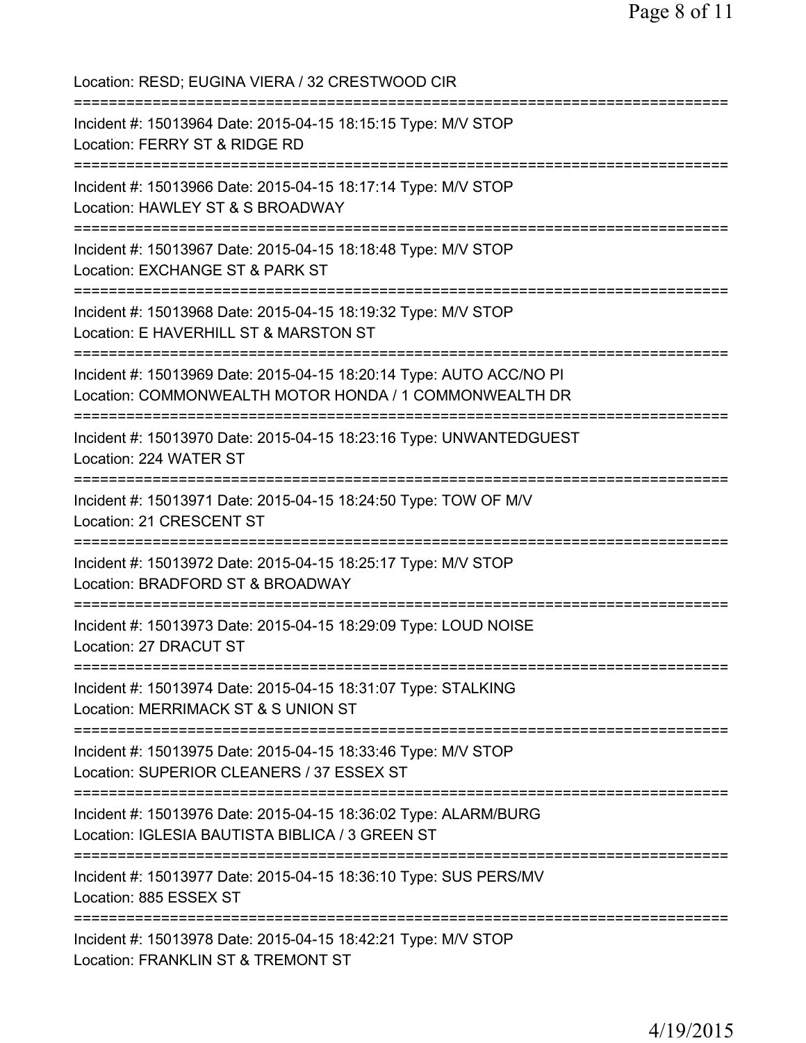Location: RESD; EUGINA VIERA / 32 CRESTWOOD CIR

===========================================================================

Incident #: 15013964 Date: 2015-04-15 18:15:15 Type: M/V STOP
Location: FERRY ST & RIDGE RD

===========================================================================

Incident #: 15013966 Date: 2015-04-15 18:17:14 Type: M/V STOP
Location: HAWLEY ST & S BROADWAY

===========================================================================

Incident #: 15013967 Date: 2015-04-15 18:18:48 Type: M/V STOP
Location: EXCHANGE ST & PARK ST

===========================================================================

Incident #: 15013968 Date: 2015-04-15 18:19:32 Type: M/V STOP
Location: E HAVERHILL ST & MARSTON ST

===========================================================================

Incident #: 15013969 Date: 2015-04-15 18:20:14 Type: AUTO ACC/NO PI
Location: COMMONWEALTH MOTOR HONDA / 1 COMMONWEALTH DR

===========================================================================

Incident #: 15013970 Date: 2015-04-15 18:23:16 Type: UNWANTEDGUEST
Location: 224 WATER ST

===========================================================================

Incident #: 15013971 Date: 2015-04-15 18:24:50 Type: TOW OF M/V
Location: 21 CRESCENT ST

===========================================================================

Incident #: 15013972 Date: 2015-04-15 18:25:17 Type: M/V STOP
Location: BRADFORD ST & BROADWAY

===========================================================================

Incident #: 15013973 Date: 2015-04-15 18:29:09 Type: LOUD NOISE
Location: 27 DRACUT ST

===========================================================================

Incident #: 15013974 Date: 2015-04-15 18:31:07 Type: STALKING
Location: MERRIMACK ST & S UNION ST

===========================================================================

Incident #: 15013975 Date: 2015-04-15 18:33:46 Type: M/V STOP
Location: SUPERIOR CLEANERS / 37 ESSEX ST

===========================================================================

Incident #: 15013976 Date: 2015-04-15 18:36:02 Type: ALARM/BURG
Location: IGLESIA BAUTISTA BIBLICA / 3 GREEN ST

===========================================================================

Incident #: 15013977 Date: 2015-04-15 18:36:10 Type: SUS PERS/MV
Location: 885 ESSEX ST

===========================================================================

Incident #: 15013978 Date: 2015-04-15 18:42:21 Type: M/V STOP
Location: FRANKLIN ST & TREMONT ST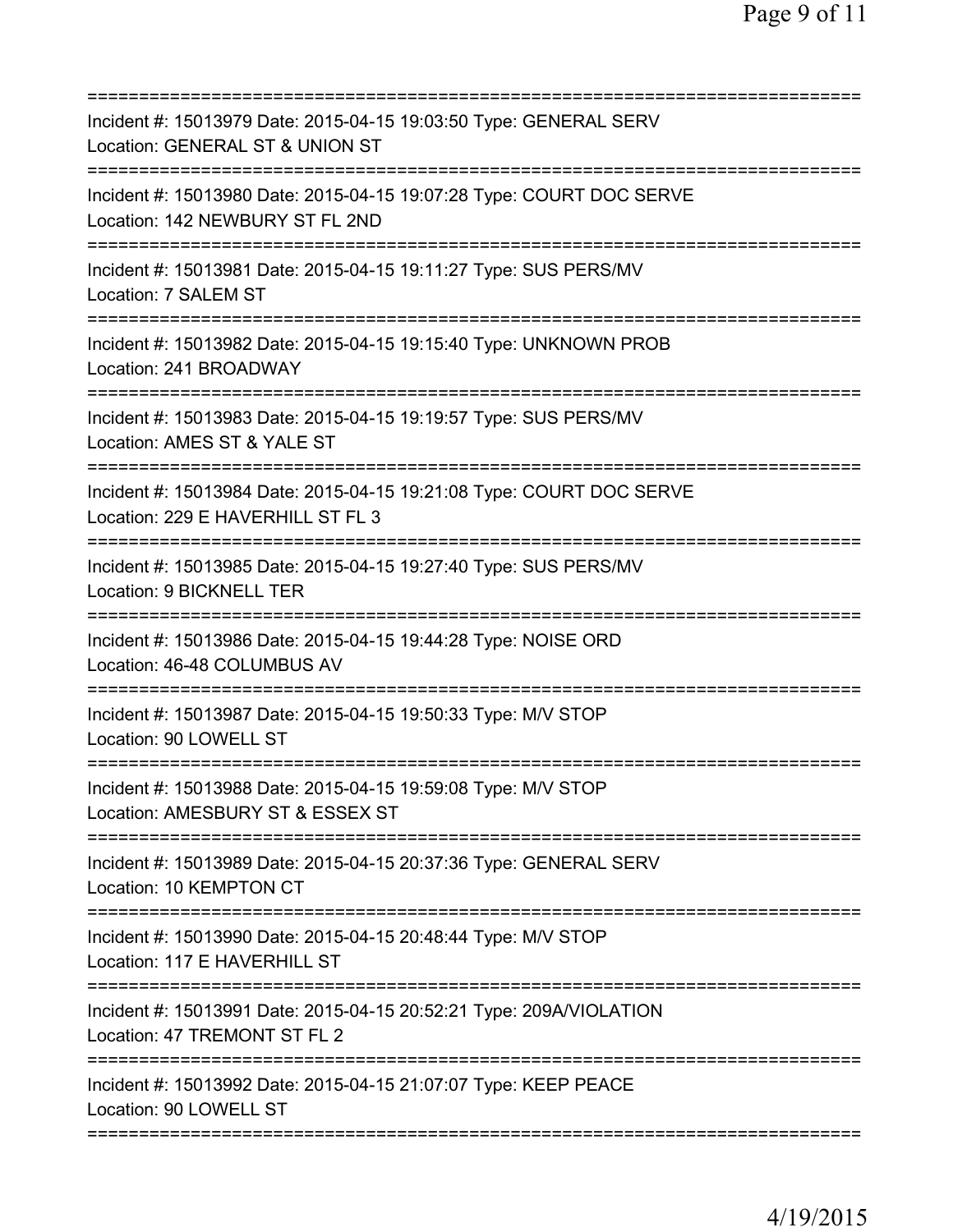===========================================================================
Incident #: 15013979 Date: 2015-04-15 19:03:50 Type: GENERAL SERV
Location: GENERAL ST & UNION ST
===========================================================================
Incident #: 15013980 Date: 2015-04-15 19:07:28 Type: COURT DOC SERVE
Location: 142 NEWBURY ST FL 2ND
===========================================================================
Incident #: 15013981 Date: 2015-04-15 19:11:27 Type: SUS PERS/MV
Location: 7 SALEM ST
===========================================================================
Incident #: 15013982 Date: 2015-04-15 19:15:40 Type: UNKNOWN PROB
Location: 241 BROADWAY
===========================================================================
Incident #: 15013983 Date: 2015-04-15 19:19:57 Type: SUS PERS/MV
Location: AMES ST & YALE ST
===========================================================================
Incident #: 15013984 Date: 2015-04-15 19:21:08 Type: COURT DOC SERVE
Location: 229 E HAVERHILL ST FL 3
===========================================================================
Incident #: 15013985 Date: 2015-04-15 19:27:40 Type: SUS PERS/MV
Location: 9 BICKNELL TER
===========================================================================
Incident #: 15013986 Date: 2015-04-15 19:44:28 Type: NOISE ORD
Location: 46-48 COLUMBUS AV
===========================================================================
Incident #: 15013987 Date: 2015-04-15 19:50:33 Type: M/V STOP
Location: 90 LOWELL ST
===========================================================================
Incident #: 15013988 Date: 2015-04-15 19:59:08 Type: M/V STOP
Location: AMESBURY ST & ESSEX ST
===========================================================================
Incident #: 15013989 Date: 2015-04-15 20:37:36 Type: GENERAL SERV
Location: 10 KEMPTON CT
===========================================================================
Incident #: 15013990 Date: 2015-04-15 20:48:44 Type: M/V STOP
Location: 117 E HAVERHILL ST
===========================================================================
Incident #: 15013991 Date: 2015-04-15 20:52:21 Type: 209A/VIOLATION
Location: 47 TREMONT ST FL 2
===========================================================================
Incident #: 15013992 Date: 2015-04-15 21:07:07 Type: KEEP PEACE
Location: 90 LOWELL ST
===========================================================================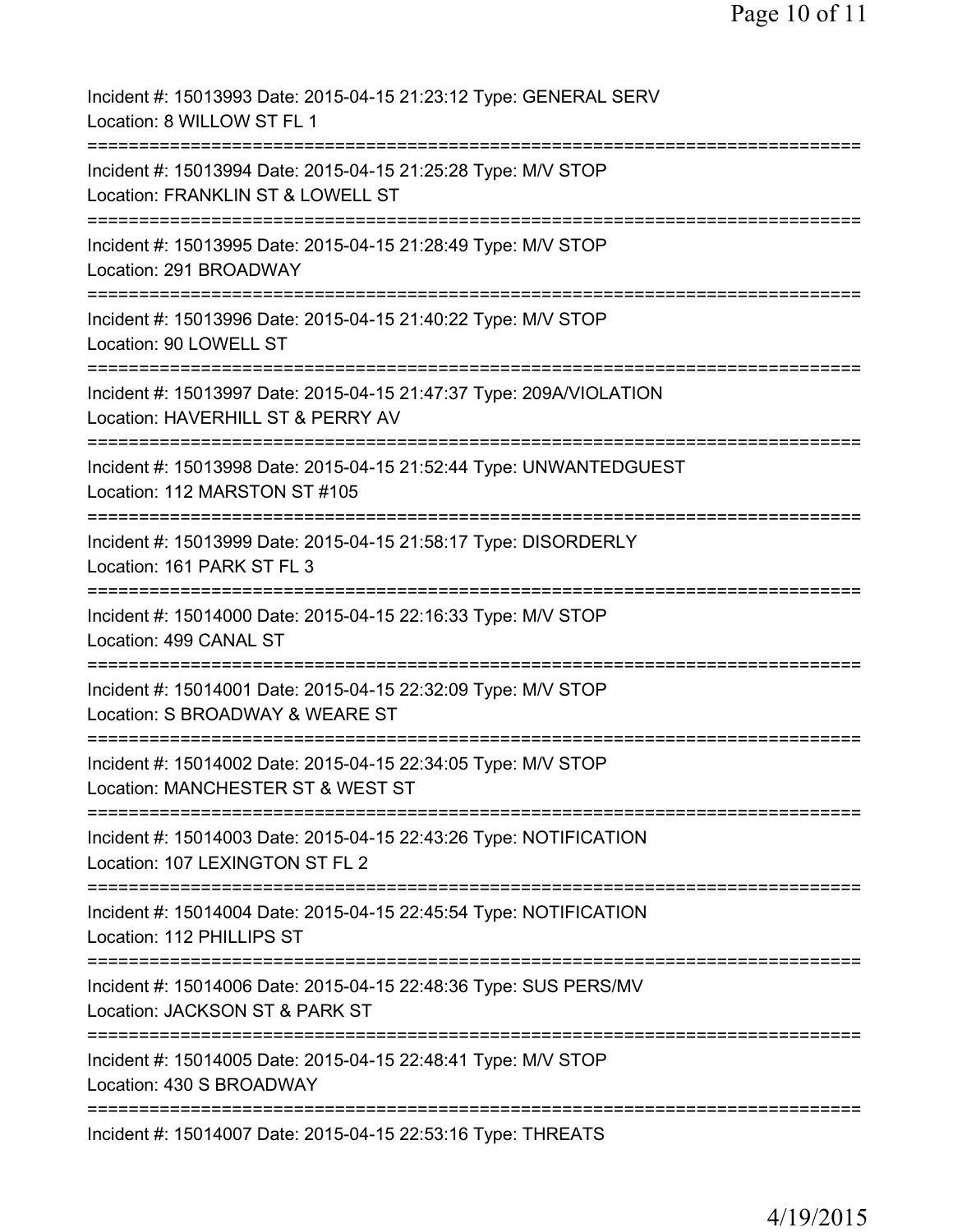Incident #: 15013993 Date: 2015-04-15 21:23:12 Type: GENERAL SERV
Location: 8 WILLOW ST FL 1

===========================================================================

Incident #: 15013994 Date: 2015-04-15 21:25:28 Type: M/V STOP
Location: FRANKLIN ST & LOWELL ST

===========================================================================

Incident #: 15013995 Date: 2015-04-15 21:28:49 Type: M/V STOP
Location: 291 BROADWAY

===========================================================================

Incident #: 15013996 Date: 2015-04-15 21:40:22 Type: M/V STOP
Location: 90 LOWELL ST

===========================================================================

Incident #: 15013997 Date: 2015-04-15 21:47:37 Type: 209A/VIOLATION
Location: HAVERHILL ST & PERRY AV

===========================================================================

Incident #: 15013998 Date: 2015-04-15 21:52:44 Type: UNWANTEDGUEST
Location: 112 MARSTON ST #105

===========================================================================

Incident #: 15013999 Date: 2015-04-15 21:58:17 Type: DISORDERLY
Location: 161 PARK ST FL 3

===========================================================================

Incident #: 15014000 Date: 2015-04-15 22:16:33 Type: M/V STOP
Location: 499 CANAL ST

===========================================================================

Incident #: 15014001 Date: 2015-04-15 22:32:09 Type: M/V STOP
Location: S BROADWAY & WEARE ST

===========================================================================

Incident #: 15014002 Date: 2015-04-15 22:34:05 Type: M/V STOP
Location: MANCHESTER ST & WEST ST

===========================================================================

Incident #: 15014003 Date: 2015-04-15 22:43:26 Type: NOTIFICATION
Location: 107 LEXINGTON ST FL 2

===========================================================================

Incident #: 15014004 Date: 2015-04-15 22:45:54 Type: NOTIFICATION
Location: 112 PHILLIPS ST

===========================================================================

Incident #: 15014006 Date: 2015-04-15 22:48:36 Type: SUS PERS/MV
Location: JACKSON ST & PARK ST

===========================================================================

Incident #: 15014005 Date: 2015-04-15 22:48:41 Type: M/V STOP
Location: 430 S BROADWAY

===========================================================================

Incident #: 15014007 Date: 2015-04-15 22:53:16 Type: THREATS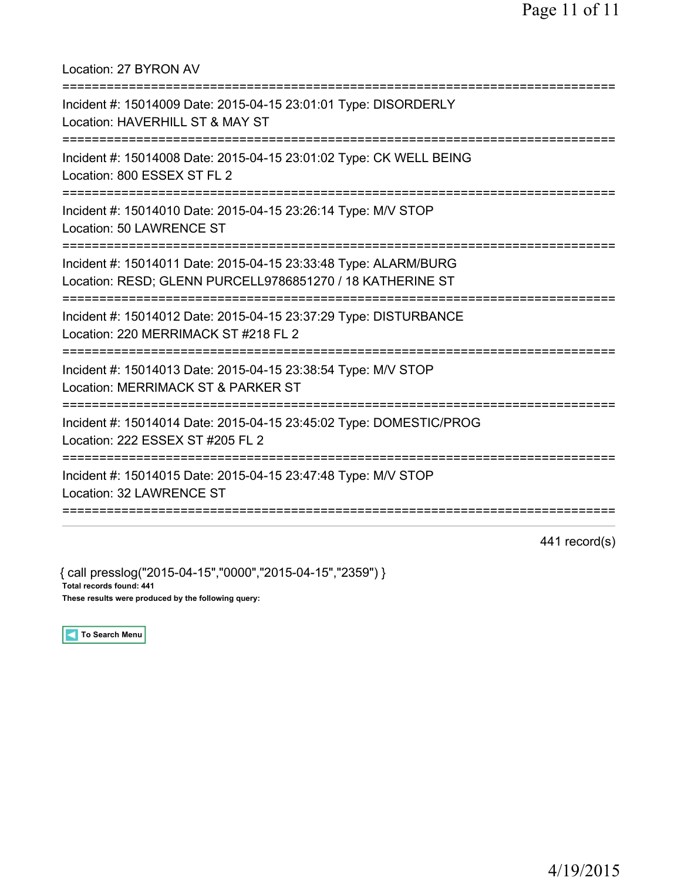Location: 27 BYRON AV

===========================================================================

Incident #: 15014009 Date: 2015-04-15 23:01:01 Type: DISORDERLY
Location: HAVERHILL ST & MAY ST

===========================================================================

Incident #: 15014008 Date: 2015-04-15 23:01:02 Type: CK WELL BEING
Location: 800 ESSEX ST FL 2

===========================================================================

Incident #: 15014010 Date: 2015-04-15 23:26:14 Type: M/V STOP
Location: 50 LAWRENCE ST

===========================================================================

Incident #: 15014011 Date: 2015-04-15 23:33:48 Type: ALARM/BURG
Location: RESD; GLENN PURCELL9786851270 / 18 KATHERINE ST

===========================================================================

Incident #: 15014012 Date: 2015-04-15 23:37:29 Type: DISTURBANCE
Location: 220 MERRIMACK ST #218 FL 2

===========================================================================

Incident #: 15014013 Date: 2015-04-15 23:38:54 Type: M/V STOP
Location: MERRIMACK ST & PARKER ST

===========================================================================

Incident #: 15014014 Date: 2015-04-15 23:45:02 Type: DOMESTIC/PROG
Location: 222 ESSEX ST #205 FL 2

===========================================================================

Incident #: 15014015 Date: 2015-04-15 23:47:48 Type: M/V STOP
Location: 32 LAWRENCE ST

===========================================================================

441 record(s)

{ call presslog("2015-04-15","0000","2015-04-15","2359") }

**Total records found: 441**

**These results were produced by the following query:**

To Search Menu